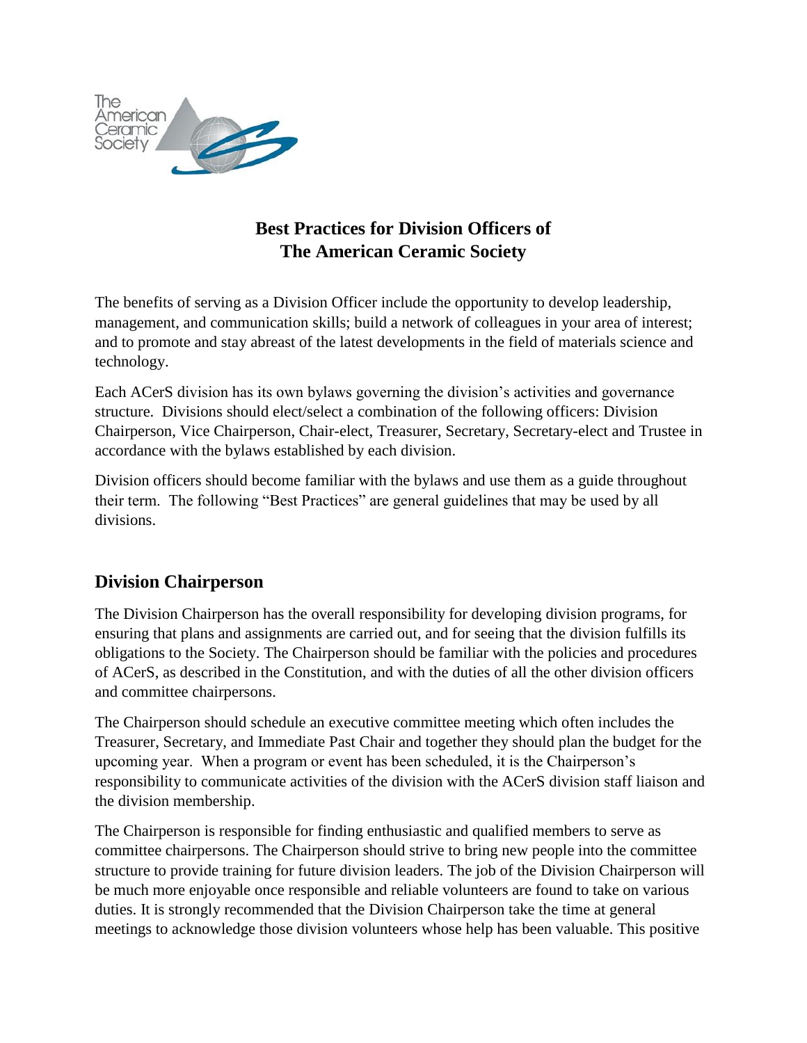# Best Practices for Division Officers of The American Ceramic Society

The benefits of serving as a Division Officer include the opportunity to develop leadership, management, and communication skills; build a network of colleagues in your area of interest; and to promote and stay abreast of the latest developments in the field of materials science and technology.

Each ACerS division has its own bylaws governing the division's activities and governance structure. Divisions should elect/select a combination of the following officers: Division Chairperson, Vice Chairperson, Chair-elect, Treasurer, Secretary, Secretary-elect and Trustee in accordance with the bylaws established by each division.

Division officers should become familiar with the bylaws and use them as a guide throughout their term. The following "Best Practices" are general guidelines that may be used by all divisions.

## Division Chairperson

The Division Chairperson has the overall responsibility for developing division programs, for ensuring that plans and assignments are carried out, and for seeing that the division fulfills its obligations to the Society. The Chairperson should be familiar with the policies and procedures of ACerS, as described in the Constitution, and with the duties of all the other division officers and committee chairpersons.

The Chairperson should schedule an executive committee meeting which often includes the Treasurer, Secretary, and Immediate Past Chair and together they should plan the budget for the upcoming year. When a program or event has been scheduled, it is the Chairperson's responsibility to communicate activities of the division with the ACerS division staff liaison and the division membership.

The Chairperson is responsible for finding enthusiastic and qualified members to serve as committee chairpersons. The Chairperson should strive to bring new people into the committee structure to provide training for future division leaders. The job of the Division Chairperson will be much more enjoyable once responsible and reliable volunteers are found to take on various duties. It is strongly recommended that the Division Chairperson take the time at general meetings to acknowledge those division volunteers whose help has been valuable. This positive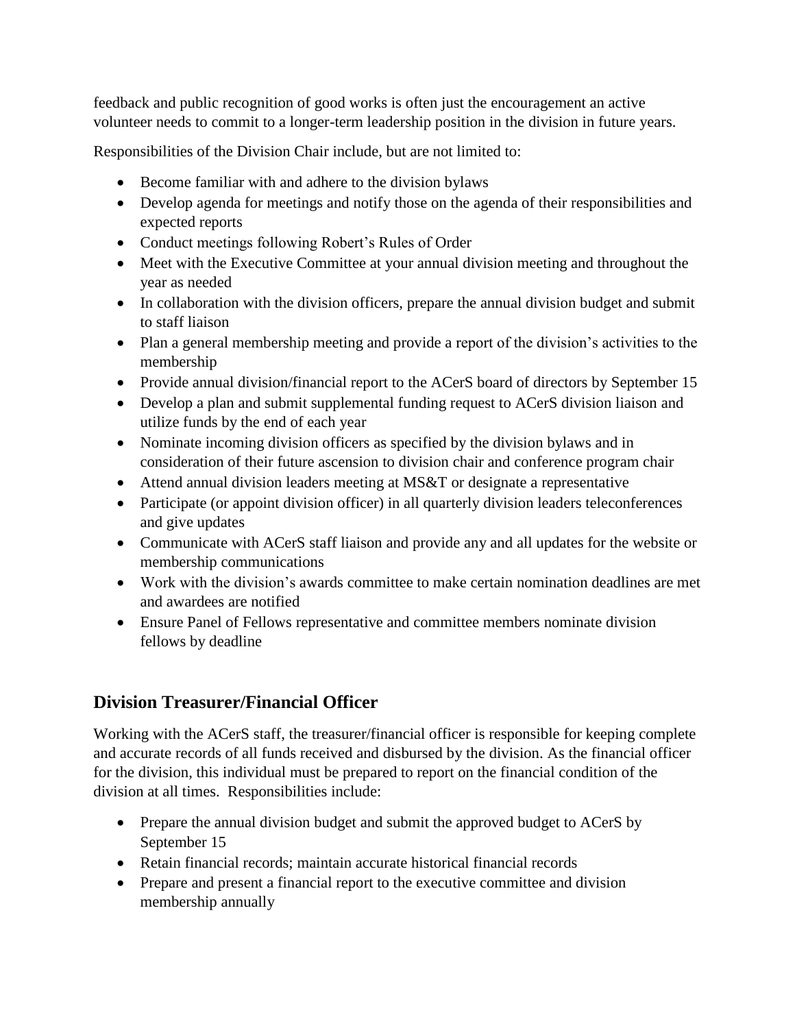feedback and public recognition of good works is often just the encouragement an active volunteer needs to commit to a longer-term leadership position in the division in future years.

Responsibilities of the Division Chair include, but are not limited to:

- Become familiar with and adhere to the division bylaws
- Develop agenda for meetings and notify those on the agenda of their responsibilities and expected reports
- Conduct meetings following Robert's Rules of Order
- Meet with the Executive Committee at your annual division meeting and throughout the year as needed
- In collaboration with the division officers, prepare the annual division budget and submit to staff liaison
- Plan a general membership meeting and provide a report of the division's activities to the membership
- Provide annual division/financial report to the ACerS board of directors by September 15
- Develop a plan and submit supplemental funding request to ACerS division liaison and utilize funds by the end of each year
- Nominate incoming division officers as specified by the division bylaws and in consideration of their future ascension to division chair and conference program chair
- Attend annual division leaders meeting at MS&T or designate a representative
- Participate (or appoint division officer) in all quarterly division leaders teleconferences and give updates
- Communicate with ACerS staff liaison and provide any and all updates for the website or membership communications
- Work with the division's awards committee to make certain nomination deadlines are met and awardees are notified
- Ensure Panel of Fellows representative and committee members nominate division fellows by deadline

## Division Treasurer/Financial Officer

Working with the ACerS staff, the treasurer/financial officer is responsible for keeping complete and accurate records of all funds received and disbursed by the division. As the financial officer for the division, this individual must be prepared to report on the financial condition of the division at all times. Responsibilities include:

- Prepare the annual division budget and submit the approved budget to ACerS by September 15
- Retain financial records; maintain accurate historical financial records
- Prepare and present a financial report to the executive committee and division membership annually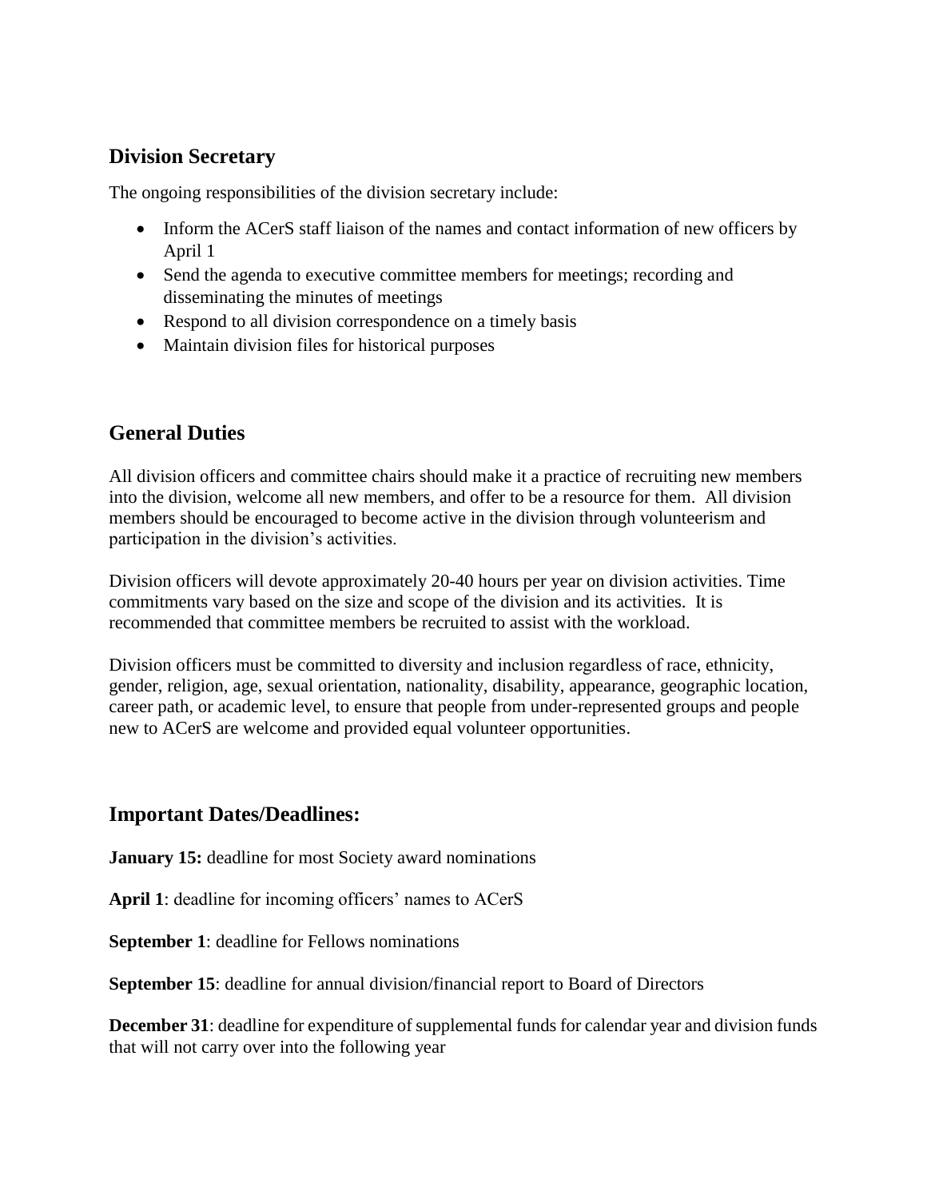## Division Secretary

The ongoing responsibilities of the division secretary include:

- Inform the ACerS staff liaison of the names and contact information of new officers by April 1
- Send the agenda to executive committee members for meetings; recording and disseminating the minutes of meetings
- Respond to all division correspondence on a timely basis
- Maintain division files for historical purposes

## General Duties

All division officers and committee chairs should make it a practice of recruiting new members into the division, welcome all new members, and offer to be a resource for them. All division members should be encouraged to become active in the division through volunteerism and participation in the division's activities.

Division officers will devote approximately 20-40 hours per year on division activities. Time commitments vary based on the size and scope of the division and its activities. It is recommended that committee members be recruited to assist with the workload.

Division officers must be committed to diversity and inclusion regardless of race, ethnicity, gender, religion, age, sexual orientation, nationality, disability, appearance, geographic location, career path, or academic level, to ensure that people from under-represented groups and people new to ACerS are welcome and provided equal volunteer opportunities.

## Important Dates/Deadlines:

**January 15:** deadline for most Society award nominations

**April 1**: deadline for incoming officers' names to ACerS

**September 1**: deadline for Fellows nominations

**September 15**: deadline for annual division/financial report to Board of Directors

**December 31**: deadline for expenditure of supplemental funds for calendar year and division funds that will not carry over into the following year